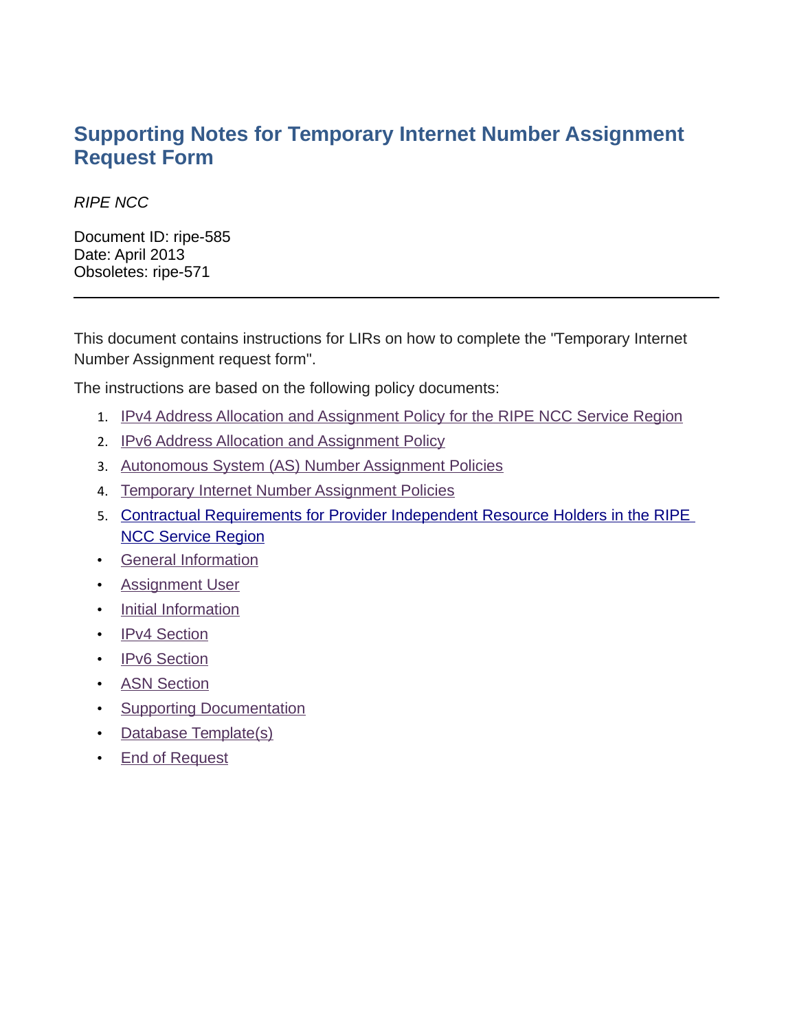# Supporting Notes for Temporary Internet Number Assignment Request Form

*RIPE NCC*

Document ID: ripe-585
Date: April 2013
Obsoletes: ripe-571

---

This document contains instructions for LIRs on how to complete the "Temporary Internet Number Assignment request form".

The instructions are based on the following policy documents:

1. IPv4 Address Allocation and Assignment Policy for the RIPE NCC Service Region
2. IPv6 Address Allocation and Assignment Policy
3. Autonomous System (AS) Number Assignment Policies
4. Temporary Internet Number Assignment Policies
5. Contractual Requirements for Provider Independent Resource Holders in the RIPE NCC Service Region

- General Information
- Assignment User
- Initial Information
- IPv4 Section
- IPv6 Section
- ASN Section
- Supporting Documentation
- Database Template(s)
- End of Request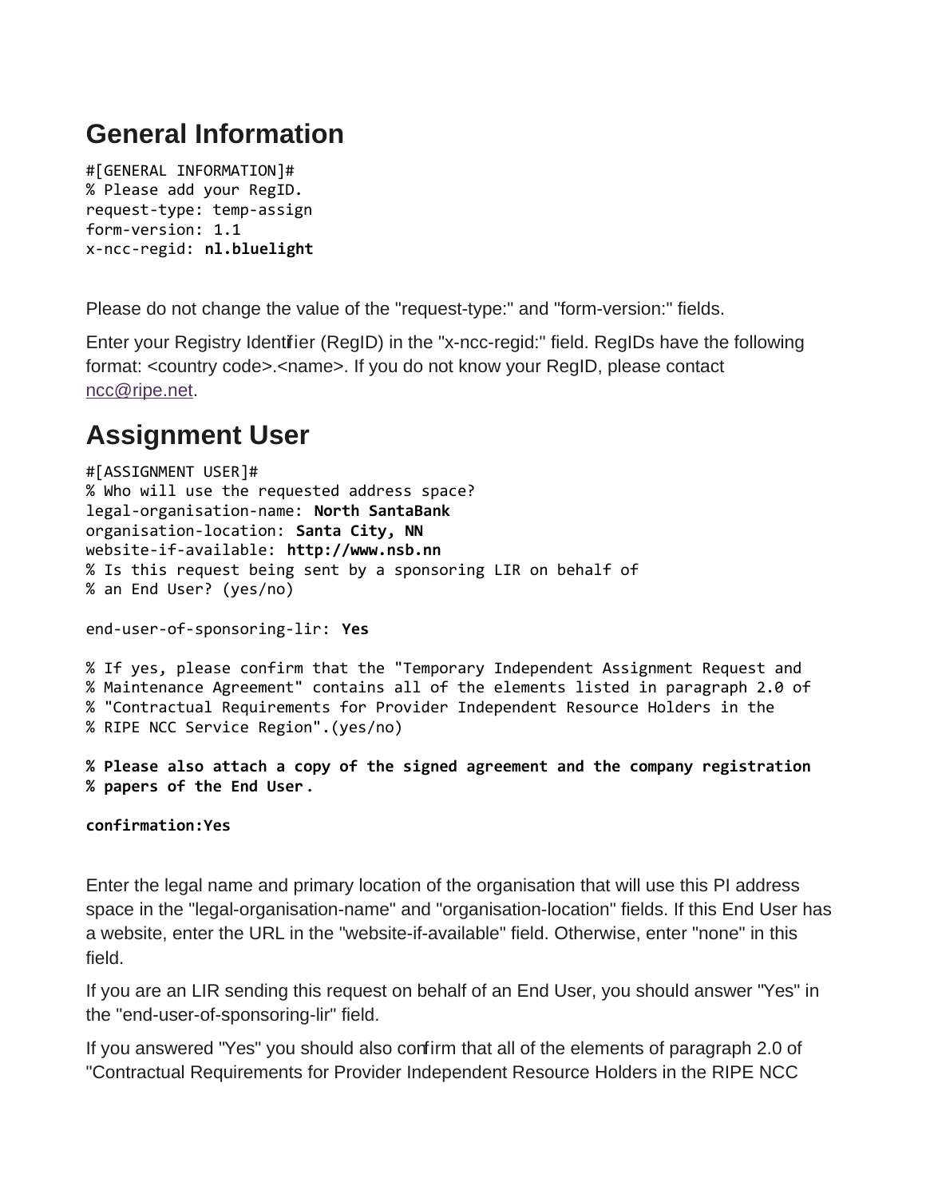## General Information

```
#[GENERAL INFORMATION]#
% Please add your RegID.
request-type: temp-assign
form-version: 1.1
x-ncc-regid: nl.bluelight
```

Please do not change the value of the "request-type:" and "form-version:" fields.

Enter your Registry Identifier (RegID) in the "x-ncc-regid:" field. RegIDs have the following format: <country code>.<name>. If you do not know your RegID, please contact ncc@ripe.net.

## Assignment User

```
#[ASSIGNMENT USER]#
% Who will use the requested address space?
legal-organisation-name: North SantaBank
organisation-location: Santa City, NN
website-if-available: http://www.nsb.nn
% Is this request being sent by a sponsoring LIR on behalf of
% an End User? (yes/no)

end-user-of-sponsoring-lir: Yes

% If yes, please confirm that the "Temporary Independent Assignment Request and
% Maintenance Agreement" contains all of the elements listed in paragraph 2.0 of
% "Contractual Requirements for Provider Independent Resource Holders in the
% RIPE NCC Service Region".(yes/no)

% Please also attach a copy of the signed agreement and the company registration
% papers of the End User.

confirmation:Yes
```

Enter the legal name and primary location of the organisation that will use this PI address space in the "legal-organisation-name" and "organisation-location" fields. If this End User has a website, enter the URL in the "website-if-available" field. Otherwise, enter "none" in this field.

If you are an LIR sending this request on behalf of an End User, you should answer "Yes" in the "end-user-of-sponsoring-lir" field.

If you answered "Yes" you should also confirm that all of the elements of paragraph 2.0 of "Contractual Requirements for Provider Independent Resource Holders in the RIPE NCC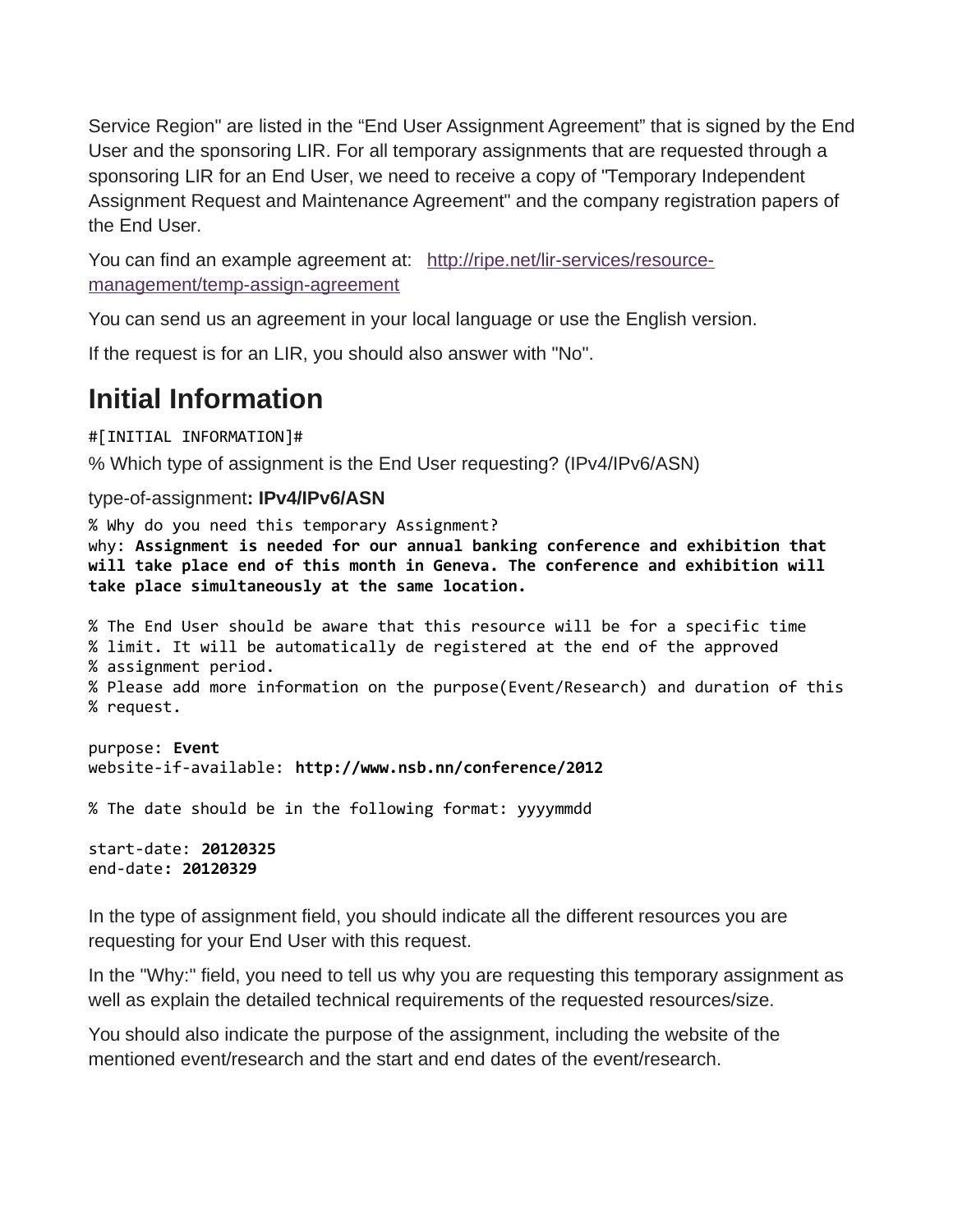Service Region" are listed in the "End User Assignment Agreement" that is signed by the End User and the sponsoring LIR. For all temporary assignments that are requested through a sponsoring LIR for an End User, we need to receive a copy of "Temporary Independent Assignment Request and Maintenance Agreement" and the company registration papers of the End User.

You can find an example agreement at: [http://ripe.net/lir-services/resource-management/temp-assign-agreement](http://ripe.net/lir-services/resource-management/temp-assign-agreement)

You can send us an agreement in your local language or use the English version.

If the request is for an LIR, you should also answer with "No".

## Initial Information

```
#[INITIAL INFORMATION]#
% Which type of assignment is the End User requesting? (IPv4/IPv6/ASN)

type-of-assignment: IPv4/IPv6/ASN

% Why do you need this temporary Assignment?
why: Assignment is needed for our annual banking conference and exhibition that
will take place end of this month in Geneva. The conference and exhibition will
take place simultaneously at the same location.

% The End User should be aware that this resource will be for a specific time
% limit. It will be automatically de registered at the end of the approved
% assignment period.
% Please add more information on the purpose(Event/Research) and duration of this
% request.

purpose: Event
website-if-available: http://www.nsb.nn/conference/2012

% The date should be in the following format: yyyymmdd

start-date: 20120325
end-date: 20120329
```

In the type of assignment field, you should indicate all the different resources you are requesting for your End User with this request.

In the "Why:" field, you need to tell us why you are requesting this temporary assignment as well as explain the detailed technical requirements of the requested resources/size.

You should also indicate the purpose of the assignment, including the website of the mentioned event/research and the start and end dates of the event/research.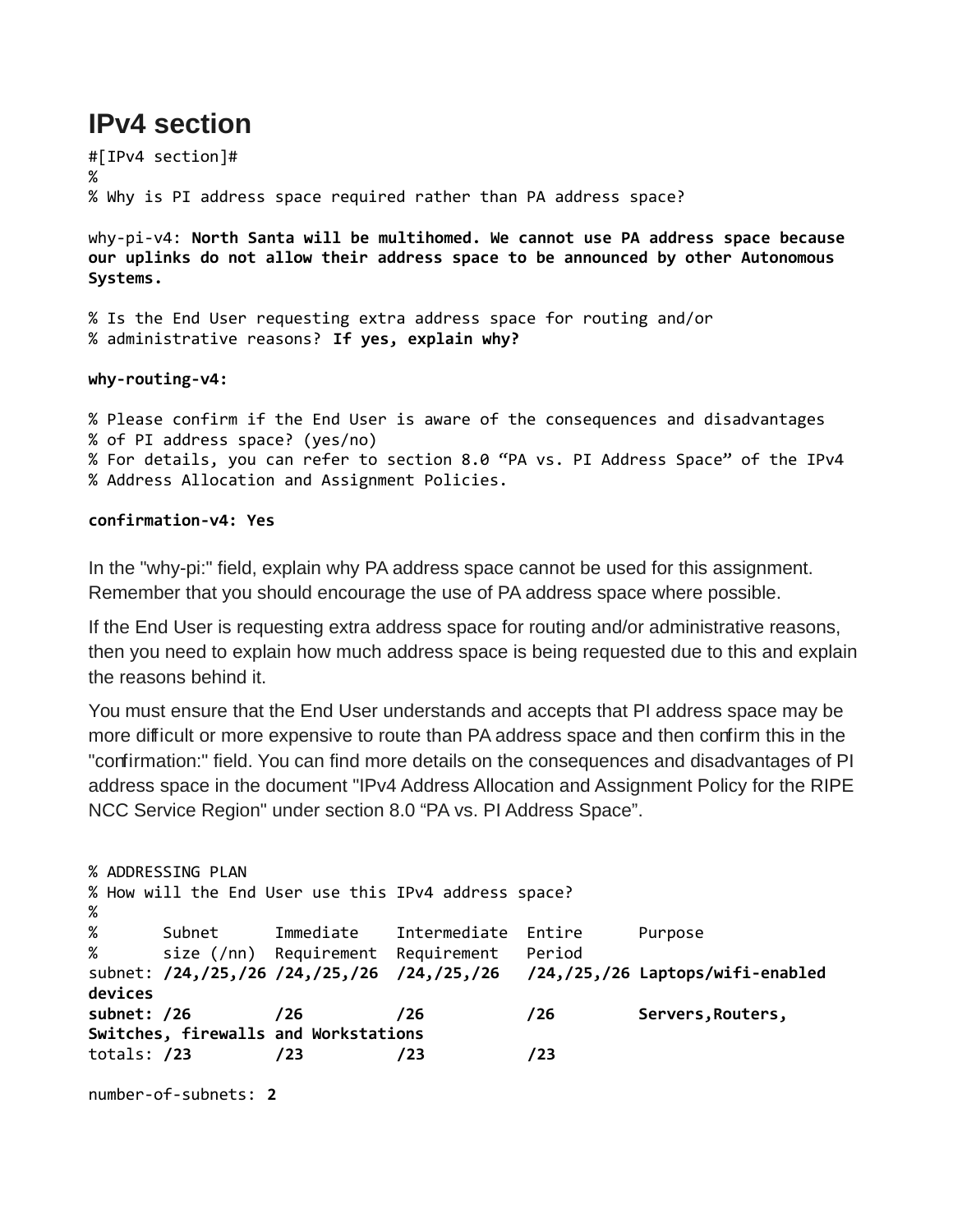# IPv4 section

```
#[IPv4 section]#
%
% Why is PI address space required rather than PA address space?
```

why-pi-v4: **North Santa will be multihomed. We cannot use PA address space because our uplinks do not allow their address space to be announced by other Autonomous Systems.**

```
% Is the End User requesting extra address space for routing and/or
% administrative reasons?
```
**If yes, explain why?**

**why-routing-v4:**

```
% Please confirm if the End User is aware of the consequences and disadvantages
% of PI address space? (yes/no)
% For details, you can refer to section 8.0 "PA vs. PI Address Space" of the IPv4
% Address Allocation and Assignment Policies.
```

**confirmation-v4: Yes**

In the "why-pi:" field, explain why PA address space cannot be used for this assignment. Remember that you should encourage the use of PA address space where possible.

If the End User is requesting extra address space for routing and/or administrative reasons, then you need to explain how much address space is being requested due to this and explain the reasons behind it.

You must ensure that the End User understands and accepts that PI address space may be more difficult or more expensive to route than PA address space and then confirm this in the "confirmation:" field. You can find more details on the consequences and disadvantages of PI address space in the document "IPv4 Address Allocation and Assignment Policy for the RIPE NCC Service Region" under section 8.0 "PA vs. PI Address Space".

```
% ADDRESSING PLAN
% How will the End User use this IPv4 address space?
%
%       Subnet      Immediate    Intermediate  Entire      Purpose
%       size (/nn)  Requirement  Requirement   Period
subnet: /24,/25,/26 /24,/25,/26  /24,/25,/26   /24,/25,/26 Laptops/wifi-enabled devices
subnet: /26         /26          /26           /26         Servers,Routers, Switches, firewalls and Workstations
totals: /23         /23          /23           /23

number-of-subnets: 2
```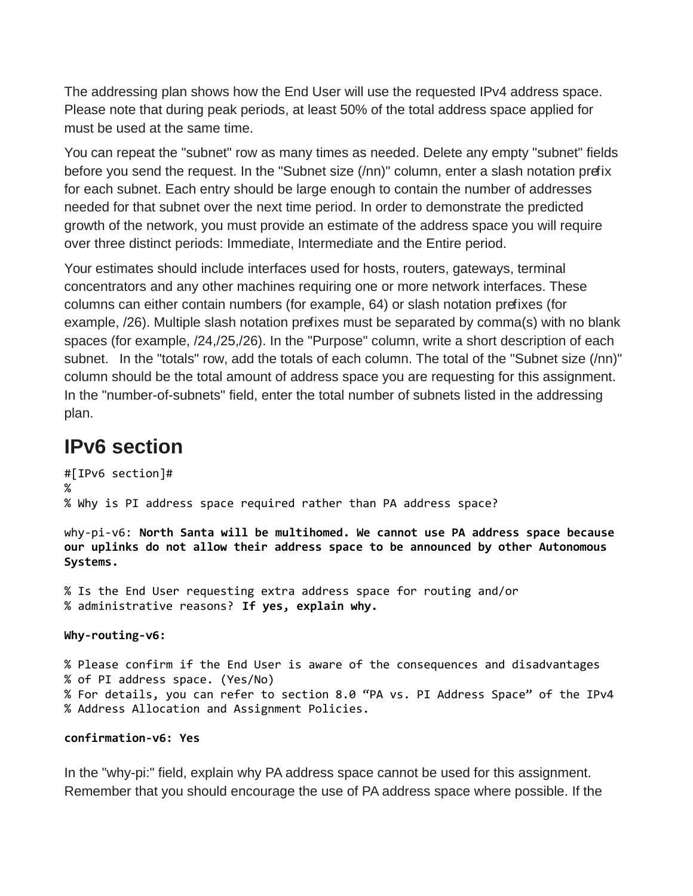The addressing plan shows how the End User will use the requested IPv4 address space. Please note that during peak periods, at least 50% of the total address space applied for must be used at the same time.

You can repeat the "subnet" row as many times as needed. Delete any empty "subnet" fields before you send the request. In the "Subnet size (/nn)" column, enter a slash notation prefix for each subnet. Each entry should be large enough to contain the number of addresses needed for that subnet over the next time period. In order to demonstrate the predicted growth of the network, you must provide an estimate of the address space you will require over three distinct periods: Immediate, Intermediate and the Entire period.

Your estimates should include interfaces used for hosts, routers, gateways, terminal concentrators and any other machines requiring one or more network interfaces. These columns can either contain numbers (for example, 64) or slash notation prefixes (for example, /26). Multiple slash notation prefixes must be separated by comma(s) with no blank spaces (for example, /24,/25,/26). In the "Purpose" column, write a short description of each subnet. In the "totals" row, add the totals of each column. The total of the "Subnet size (/nn)" column should be the total amount of address space you are requesting for this assignment. In the "number-of-subnets" field, enter the total number of subnets listed in the addressing plan.

## IPv6 section

```
#[IPv6 section]#
%
% Why is PI address space required rather than PA address space?
```

why-pi-v6: **North Santa will be multihomed. We cannot use PA address space because our uplinks do not allow their address space to be announced by other Autonomous Systems.**

```
% Is the End User requesting extra address space for routing and/or
% administrative reasons?
```
**If yes, explain why.**

**Why-routing-v6:**

```
% Please confirm if the End User is aware of the consequences and disadvantages
% of PI address space. (Yes/No)
% For details, you can refer to section 8.0 "PA vs. PI Address Space" of the IPv4
% Address Allocation and Assignment Policies.
```

**confirmation-v6: Yes**

In the "why-pi:" field, explain why PA address space cannot be used for this assignment. Remember that you should encourage the use of PA address space where possible. If the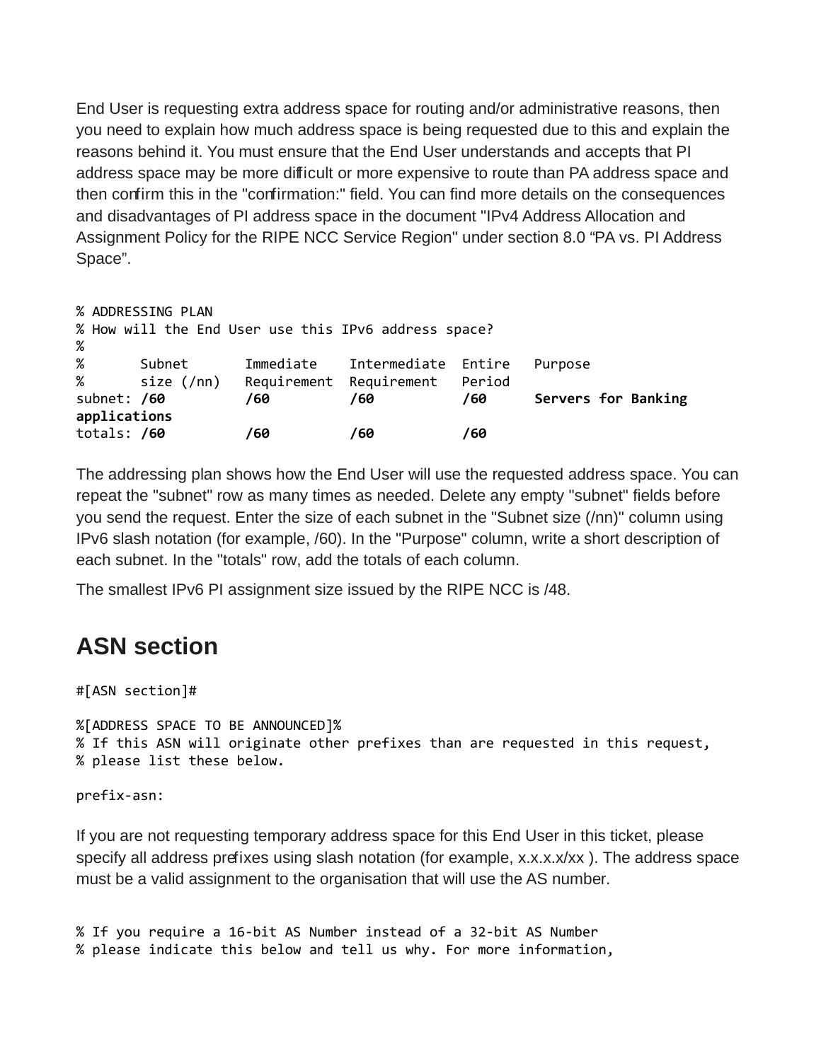End User is requesting extra address space for routing and/or administrative reasons, then you need to explain how much address space is being requested due to this and explain the reasons behind it. You must ensure that the End User understands and accepts that PI address space may be more difficult or more expensive to route than PA address space and then confirm this in the "confirmation:" field. You can find more details on the consequences and disadvantages of PI address space in the document "IPv4 Address Allocation and Assignment Policy for the RIPE NCC Service Region" under section 8.0 "PA vs. PI Address Space".

```
% ADDRESSING PLAN
% How will the End User use this IPv6 address space?
%
%       Subnet       Immediate    Intermediate  Entire   Purpose
%       size (/nn)   Requirement  Requirement   Period
subnet: /60          /60          /60           /60      Servers for Banking
applications
totals: /60          /60          /60           /60
```

The addressing plan shows how the End User will use the requested address space. You can repeat the "subnet" row as many times as needed. Delete any empty "subnet" fields before you send the request. Enter the size of each subnet in the "Subnet size (/nn)" column using IPv6 slash notation (for example, /60). In the "Purpose" column, write a short description of each subnet. In the "totals" row, add the totals of each column.

The smallest IPv6 PI assignment size issued by the RIPE NCC is /48.

## ASN section

```
#[ASN section]#

%[ADDRESS SPACE TO BE ANNOUNCED]%
% If this ASN will originate other prefixes than are requested in this request,
% please list these below.

prefix-asn:
```

If you are not requesting temporary address space for this End User in this ticket, please specify all address prefixes using slash notation (for example, x.x.x.x/xx ). The address space must be a valid assignment to the organisation that will use the AS number.

```
% If you require a 16-bit AS Number instead of a 32-bit AS Number
% please indicate this below and tell us why. For more information,
```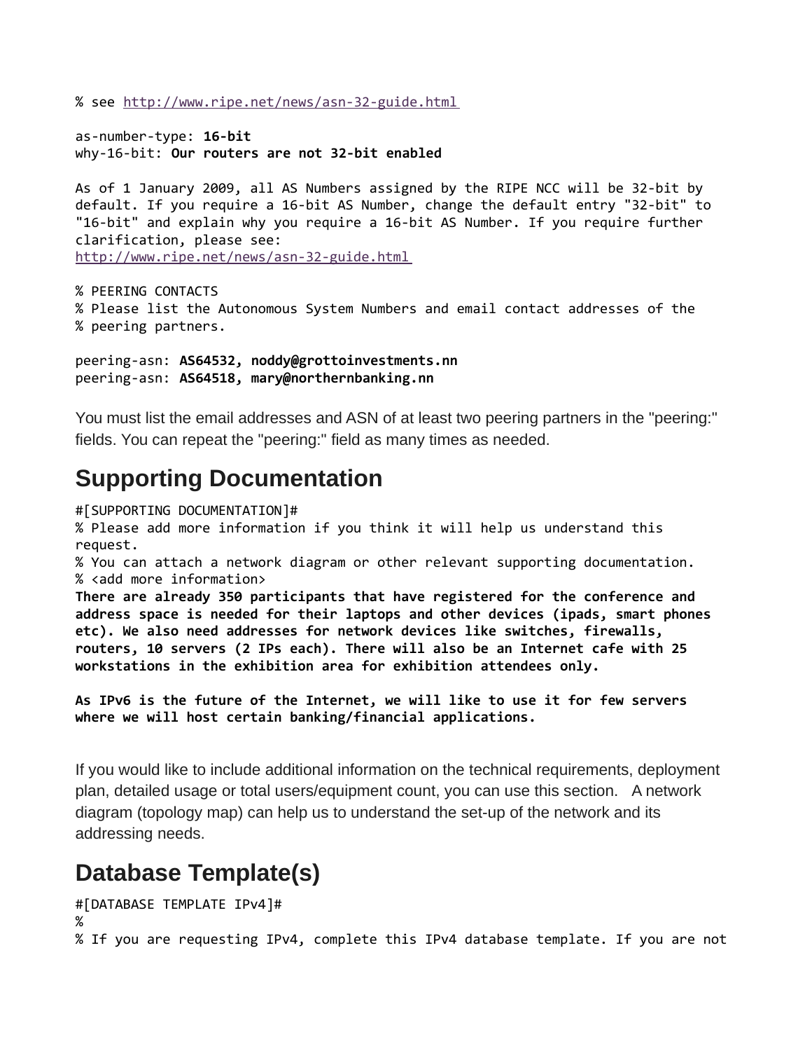```
% see http://www.ripe.net/news/asn-32-guide.html

as-number-type: 16-bit
why-16-bit: Our routers are not 32-bit enabled

As of 1 January 2009, all AS Numbers assigned by the RIPE NCC will be 32-bit by
default. If you require a 16-bit AS Number, change the default entry "32-bit" to
"16-bit" and explain why you require a 16-bit AS Number. If you require further
clarification, please see:
http://www.ripe.net/news/asn-32-guide.html

% PEERING CONTACTS
% Please list the Autonomous System Numbers and email contact addresses of the
% peering partners.

peering-asn: AS64532, noddy@grottoinvestments.nn
peering-asn: AS64518, mary@northernbanking.nn
```

You must list the email addresses and ASN of at least two peering partners in the "peering:" fields. You can repeat the "peering:" field as many times as needed.

## Supporting Documentation

```
#[SUPPORTING DOCUMENTATION]#
% Please add more information if you think it will help us understand this
request.
% You can attach a network diagram or other relevant supporting documentation.
% <add more information>
There are already 350 participants that have registered for the conference and
address space is needed for their laptops and other devices (ipads, smart phones
etc). We also need addresses for network devices like switches, firewalls,
routers, 10 servers (2 IPs each). There will also be an Internet cafe with 25
workstations in the exhibition area for exhibition attendees only.

As IPv6 is the future of the Internet, we will like to use it for few servers
where we will host certain banking/financial applications.
```

If you would like to include additional information on the technical requirements, deployment plan, detailed usage or total users/equipment count, you can use this section. A network diagram (topology map) can help us to understand the set-up of the network and its addressing needs.

## Database Template(s)

```
#[DATABASE TEMPLATE IPv4]#
%
% If you are requesting IPv4, complete this IPv4 database template. If you are not
```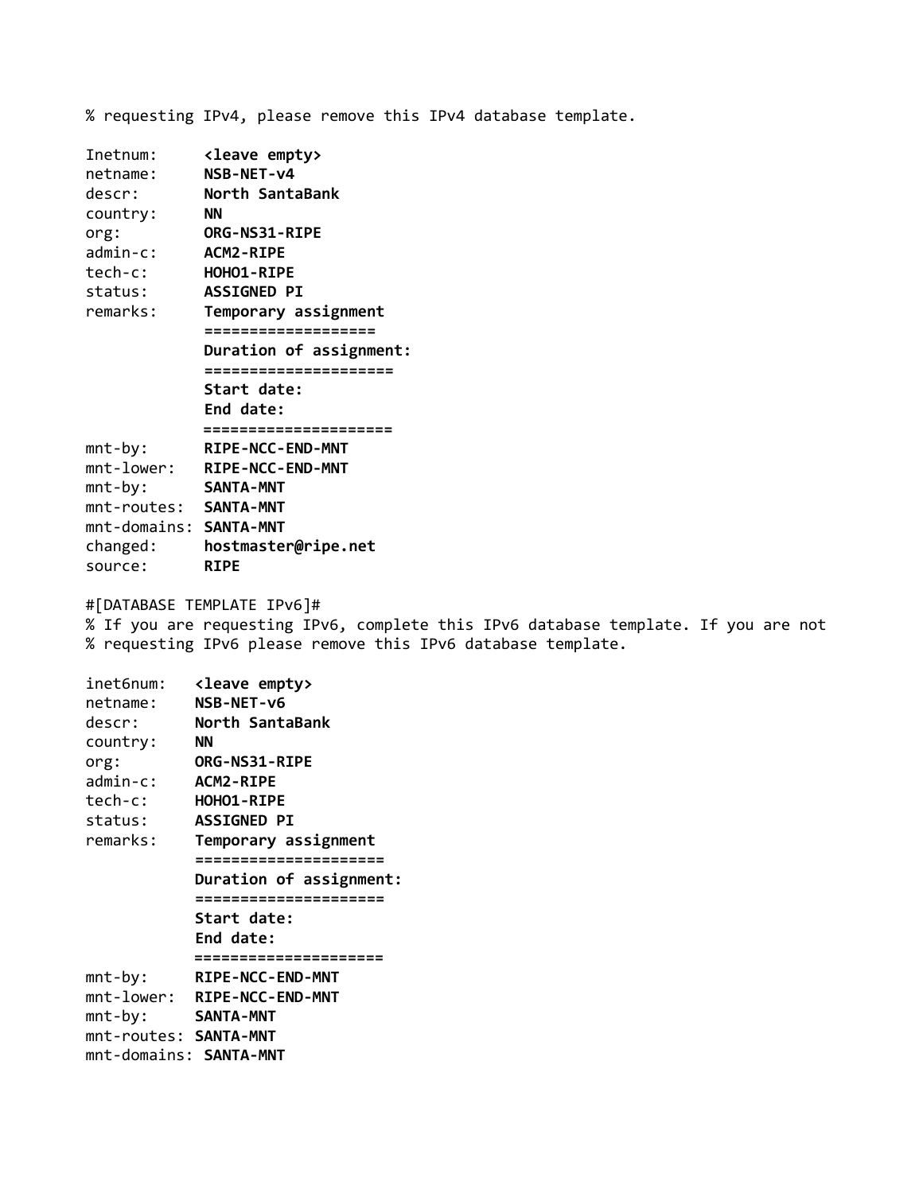% requesting IPv4, please remove this IPv4 database template.

```
Inetnum:      <leave empty>
netname:      NSB-NET-v4
descr:        North SantaBank
country:      NN
org:          ORG-NS31-RIPE
admin-c:      ACM2-RIPE
tech-c:       HOHO1-RIPE
status:       ASSIGNED PI
remarks:      Temporary assignment
              ===================
              Duration of assignment:
              =====================
              Start date:
              End date:
              =====================
mnt-by:       RIPE-NCC-END-MNT
mnt-lower:    RIPE-NCC-END-MNT
mnt-by:       SANTA-MNT
mnt-routes:   SANTA-MNT
mnt-domains:  SANTA-MNT
changed:      hostmaster@ripe.net
source:       RIPE
```

#[DATABASE TEMPLATE IPv6]#
% If you are requesting IPv6, complete this IPv6 database template. If you are not
% requesting IPv6 please remove this IPv6 database template.

```
inet6num:    <leave empty>
netname:     NSB-NET-v6
descr:       North SantaBank
country:     NN
org:         ORG-NS31-RIPE
admin-c:     ACM2-RIPE
tech-c:      HOHO1-RIPE
status:      ASSIGNED PI
remarks:     Temporary assignment
             =====================
             Duration of assignment:
             =====================
             Start date:
             End date:
             =====================
mnt-by:      RIPE-NCC-END-MNT
mnt-lower:   RIPE-NCC-END-MNT
mnt-by:      SANTA-MNT
mnt-routes:  SANTA-MNT
mnt-domains: SANTA-MNT
```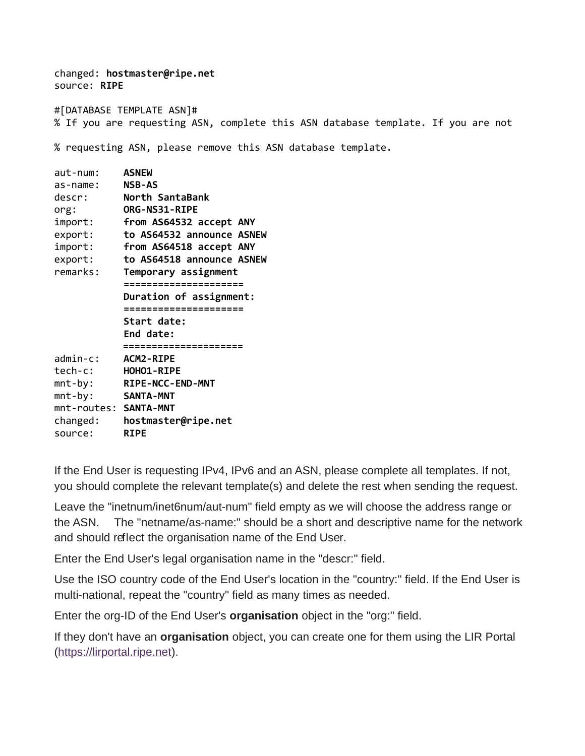```
changed: hostmaster@ripe.net
source: RIPE

#[DATABASE TEMPLATE ASN]#
% If you are requesting ASN, complete this ASN database template. If you are not

% requesting ASN, please remove this ASN database template.

aut-num:     ASNEW
as-name:     NSB-AS
descr:       North SantaBank
org:         ORG-NS31-RIPE
import:      from AS64532 accept ANY
export:      to AS64532 announce ASNEW
import:      from AS64518 accept ANY
export:      to AS64518 announce ASNEW
remarks:     Temporary assignment
             =====================
             Duration of assignment:
             =====================
             Start date:
             End date:
             =====================
admin-c:     ACM2-RIPE
tech-c:      HOHO1-RIPE
mnt-by:      RIPE-NCC-END-MNT
mnt-by:      SANTA-MNT
mnt-routes:  SANTA-MNT
changed:     hostmaster@ripe.net
source:      RIPE
```

If the End User is requesting IPv4, IPv6 and an ASN, please complete all templates. If not, you should complete the relevant template(s) and delete the rest when sending the request.

Leave the "inetnum/inet6num/aut-num" field empty as we will choose the address range or the ASN.   The "netname/as-name:" should be a short and descriptive name for the network and should reflect the organisation name of the End User.

Enter the End User's legal organisation name in the "descr:" field.

Use the ISO country code of the End User's location in the "country:" field. If the End User is multi-national, repeat the "country" field as many times as needed.

Enter the org-ID of the End User's **organisation** object in the "org:" field.

If they don't have an **organisation** object, you can create one for them using the LIR Portal (https://lirportal.ripe.net).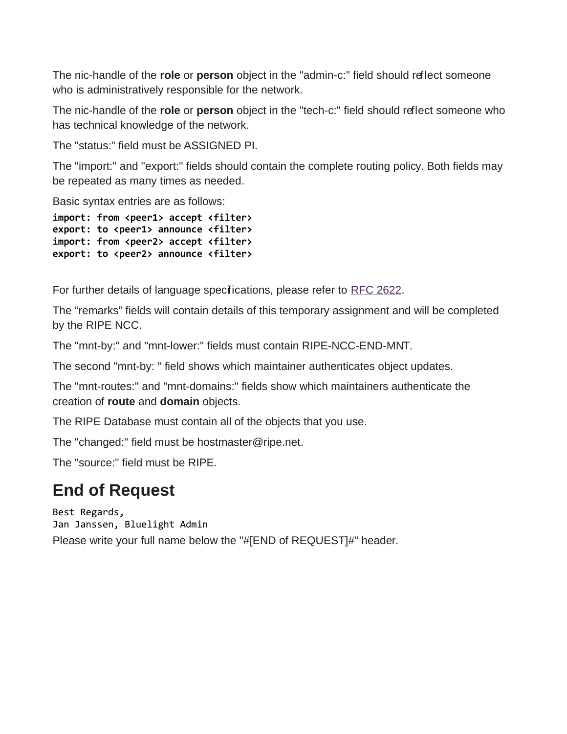The nic-handle of the **role** or **person** object in the "admin-c:" field should reflect someone who is administratively responsible for the network.

The nic-handle of the **role** or **person** object in the "tech-c:" field should reflect someone who has technical knowledge of the network.

The "status:" field must be ASSIGNED PI.

The "import:" and "export:" fields should contain the complete routing policy. Both fields may be repeated as many times as needed.

Basic syntax entries are as follows:

```
import: from <peer1> accept <filter>
export: to <peer1> announce <filter>
import: from <peer2> accept <filter>
export: to <peer2> announce <filter>
```

For further details of language specifications, please refer to RFC 2622.

The “remarks” fields will contain details of this temporary assignment and will be completed by the RIPE NCC.

The "mnt-by:" and "mnt-lower:" fields must contain RIPE-NCC-END-MNT.

The second "mnt-by: " field shows which maintainer authenticates object updates.

The "mnt-routes:" and "mnt-domains:" fields show which maintainers authenticate the creation of **route** and **domain** objects.

The RIPE Database must contain all of the objects that you use.

The "changed:" field must be hostmaster@ripe.net.

The "source:" field must be RIPE.

## End of Request

```
Best Regards,
Jan Janssen, Bluelight Admin
```

Please write your full name below the "#[END of REQUEST]#" header.